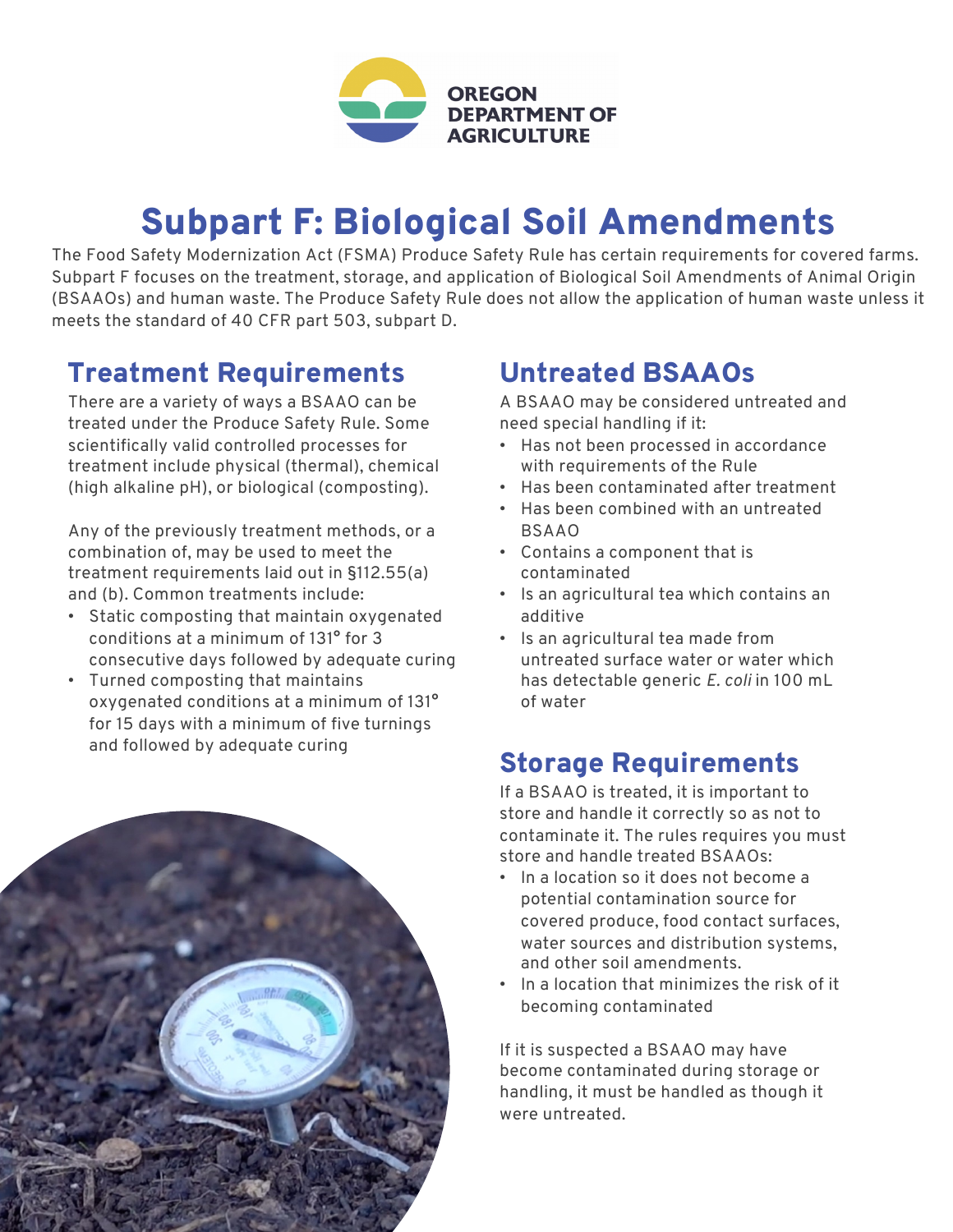OREGON DEPARTMENT OF AGRICULTURE

# Subpart F: Biological Soil Amendments

The Food Safety Modernization Act (FSMA) Produce Safety Rule has certain requirements for covered farms. Subpart F focuses on the treatment, storage, and application of Biological Soil Amendments of Animal Origin (BSAAOs) and human waste. The Produce Safety Rule does not allow the application of human waste unless it meets the standard of 40 CFR part 503, subpart D.

## Treatment Requirements

There are a variety of ways a BSAAO can be treated under the Produce Safety Rule. Some scientifically valid controlled processes for treatment include physical (thermal), chemical (high alkaline pH), or biological (composting).

Any of the previously treatment methods, or a combination of, may be used to meet the treatment requirements laid out in §112.55(a) and (b). Common treatments include:

- Static composting that maintain oxygenated conditions at a minimum of 131° for 3 consecutive days followed by adequate curing
- Turned composting that maintains oxygenated conditions at a minimum of 131° for 15 days with a minimum of five turnings and followed by adequate curing

## Untreated BSAAOs

A BSAAO may be considered untreated and need special handling if it:

- Has not been processed in accordance with requirements of the Rule
- Has been contaminated after treatment
- Has been combined with an untreated BSAAO
- Contains a component that is contaminated
- Is an agricultural tea which contains an additive
- Is an agricultural tea made from untreated surface water or water which has detectable generic *E. coli* in 100 mL of water

## Storage Requirements

If a BSAAO is treated, it is important to store and handle it correctly so as not to contaminate it. The rules requires you must store and handle treated BSAAOs:

- In a location so it does not become a potential contamination source for covered produce, food contact surfaces, water sources and distribution systems, and other soil amendments.
- In a location that minimizes the risk of it becoming contaminated

If it is suspected a BSAAO may have become contaminated during storage or handling, it must be handled as though it were untreated.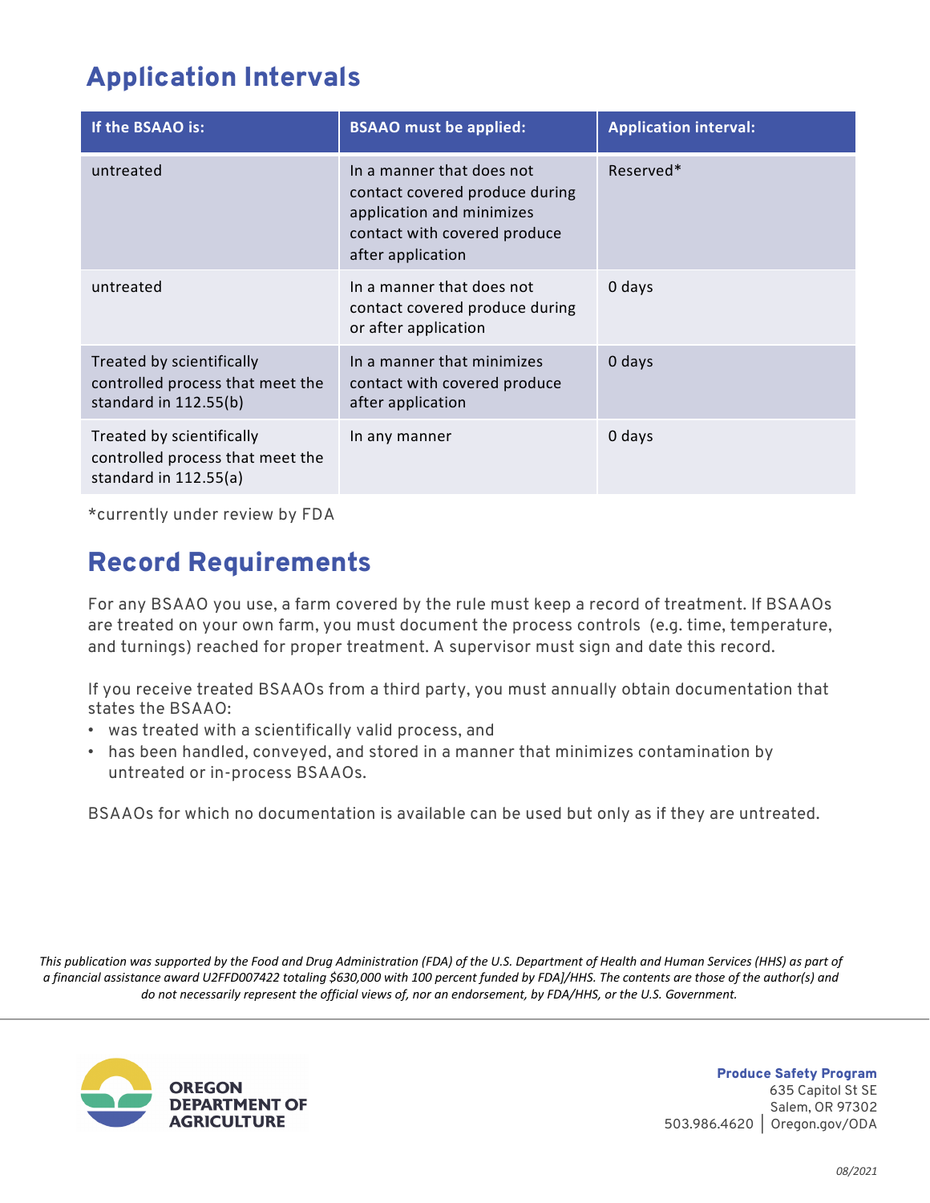## Application Intervals

| If the BSAAO is: | BSAAO must be applied: | Application interval: |
| --- | --- | --- |
| untreated | In a manner that does not contact covered produce during application and minimizes contact with covered produce after application | Reserved* |
| untreated | In a manner that does not contact covered produce during or after application | 0 days |
| Treated by scientifically controlled process that meet the standard in 112.55(b) | In a manner that minimizes contact with covered produce after application | 0 days |
| Treated by scientifically controlled process that meet the standard in 112.55(a) | In any manner | 0 days |

*currently under review by FDA

## Record Requirements

For any BSAAO you use, a farm covered by the rule must keep a record of treatment. If BSAAOs are treated on your own farm, you must document the process controls (e.g. time, temperature, and turnings) reached for proper treatment. A supervisor must sign and date this record.

If you receive treated BSAAOs from a third party, you must annually obtain documentation that states the BSAAO:

- was treated with a scientifically valid process, and
- has been handled, conveyed, and stored in a manner that minimizes contamination by untreated or in-process BSAAOs.

BSAAOs for which no documentation is available can be used but only as if they are untreated.

*This publication was supported by the Food and Drug Administration (FDA) of the U.S. Department of Health and Human Services (HHS) as part of a financial assistance award U2FFD007422 totaling $630,000 with 100 percent funded by FDA]/HHS. The contents are those of the author(s) and do not necessarily represent the official views of, nor an endorsement, by FDA/HHS, or the U.S. Government.*

OREGON DEPARTMENT OF AGRICULTURE

**Produce Safety Program**
635 Capitol St SE
Salem, OR 97302
503.986.4620 | Oregon.gov/ODA

*08/2021*